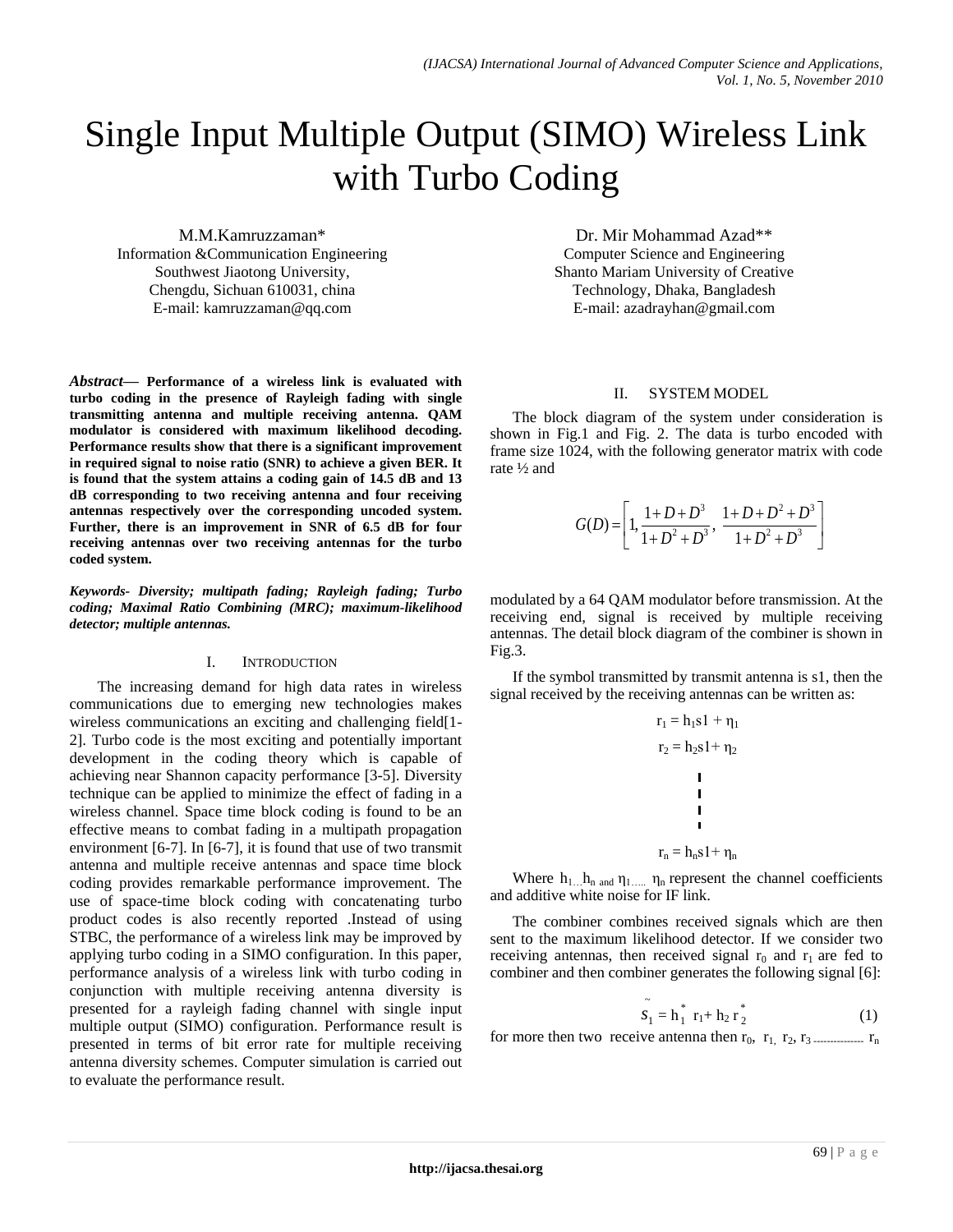# Single Input Multiple Output (SIMO) Wireless Link with Turbo Coding

M.M.Kamruzzaman*
Information &Communication Engineering
Southwest Jiaotong University,
Chengdu, Sichuan 610031, china
E-mail: kamruzzaman@qq.com

Dr. Mir Mohammad Azad**
Computer Science and Engineering
Shanto Mariam University of Creative Technology, Dhaka, Bangladesh
E-mail: azadrayhan@gmail.com

***Abstract*— Performance of a wireless link is evaluated with turbo coding in the presence of Rayleigh fading with single transmitting antenna and multiple receiving antenna. QAM modulator is considered with maximum likelihood decoding. Performance results show that there is a significant improvement in required signal to noise ratio (SNR) to achieve a given BER. It is found that the system attains a coding gain of 14.5 dB and 13 dB corresponding to two receiving antenna and four receiving antennas respectively over the corresponding uncoded system. Further, there is an improvement in SNR of 6.5 dB for four receiving antennas over two receiving antennas for the turbo coded system.**

***Keywords- Diversity; multipath fading; Rayleigh fading; Turbo coding; Maximal Ratio Combining (MRC); maximum-likelihood detector; multiple antennas.***

## I. Introduction

The increasing demand for high data rates in wireless communications due to emerging new technologies makes wireless communications an exciting and challenging field[1-2]. Turbo code is the most exciting and potentially important development in the coding theory which is capable of achieving near Shannon capacity performance [3-5]. Diversity technique can be applied to minimize the effect of fading in a wireless channel. Space time block coding is found to be an effective means to combat fading in a multipath propagation environment [6-7]. In [6-7], it is found that use of two transmit antenna and multiple receive antennas and space time block coding provides remarkable performance improvement. The use of space-time block coding with concatenating turbo product codes is also recently reported .Instead of using STBC, the performance of a wireless link may be improved by applying turbo coding in a SIMO configuration. In this paper, performance analysis of a wireless link with turbo coding in conjunction with multiple receiving antenna diversity is presented for a rayleigh fading channel with single input multiple output (SIMO) configuration. Performance result is presented in terms of bit error rate for multiple receiving antenna diversity schemes. Computer simulation is carried out to evaluate the performance result.

## II. System Model

The block diagram of the system under consideration is shown in Fig.1 and Fig. 2. The data is turbo encoded with frame size 1024, with the following generator matrix with code rate ½ and

$$G(D) = \left[ 1, \frac{1+D+D^3}{1+D^2+D^3}, \ \frac{1+D+D^2+D^3}{1+D^2+D^3} \right]$$

modulated by a 64 QAM modulator before transmission. At the receiving end, signal is received by multiple receiving antennas. The detail block diagram of the combiner is shown in Fig.3.

If the symbol transmitted by transmit antenna is s1, then the signal received by the receiving antennas can be written as:

$$r_1 = h_1 s1 + \eta_1$$

$$r_2 = h_2 s1 + \eta_2$$

$$\vdots$$

$$r_n = h_n s1 + \eta_n$$

Where $h_{1 \ldots} h_n$ and $\eta_{1 \ldots\ldots} \eta_n$ represent the channel coefficients and additive white noise for IF link.

The combiner combines received signals which are then sent to the maximum likelihood detector. If we consider two receiving antennas, then received signal $r_0$ and $r_1$ are fed to combiner and then combiner generates the following signal [6]:

$$\tilde{s}_1 = h_1^* \ r_1 + h_2 \ r_2^* \tag{1}$$

for more then two receive antenna then $r_0$, $r_1$, $r_2$, $r_3$ -------------- $r_n$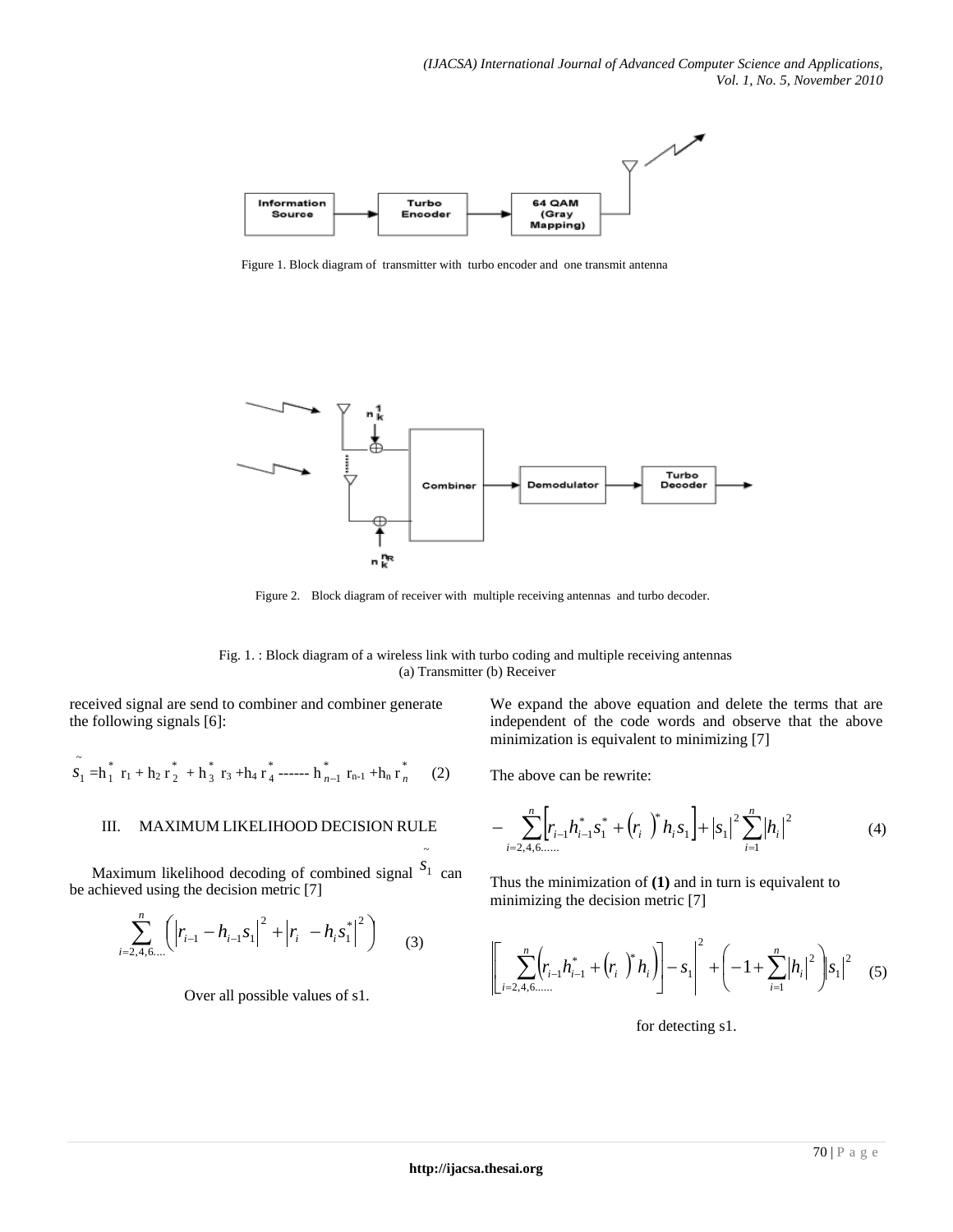Figure 1. Block diagram of transmitter with turbo encoder and one transmit antenna

Figure 2. Block diagram of receiver with multiple receiving antennas and turbo decoder.

Fig. 1. : Block diagram of a wireless link with turbo coding and multiple receiving antennas
(a) Transmitter (b) Receiver

received signal are send to combiner and combiner generate the following signals [6]:

$$\tilde{s}_1 = h_1^* r_1 + h_2 r_2^* + h_3^* r_3 + h_4 r_4^* \text{------} h_{n-1}^* r_{n-1} + h_n r_n^* \qquad (2)$$

## III. MAXIMUM LIKELIHOOD DECISION RULE

Maximum likelihood decoding of combined signal $\tilde{s}_1$ can be achieved using the decision metric [7]

$$\sum_{i=2,4,6....}^{n} \left( \left| r_{i-1} - h_{i-1} s_1 \right|^2 + \left| r_i - h_i s_1^* \right|^2 \right) \qquad (3)$$

Over all possible values of s1.

We expand the above equation and delete the terms that are independent of the code words and observe that the above minimization is equivalent to minimizing [7]

The above can be rewrite:

$$-\sum_{i=2,4,6......}^{n} \left[ r_{i-1} h_{i-1}^* s_1^* + (r_i)^* h_i s_1 \right] + |s_1|^2 \sum_{i=1}^{n} |h_i|^2 \qquad (4)$$

Thus the minimization of **(1)** and in turn is equivalent to minimizing the decision metric [7]

$$\left| \left[ \sum_{i=2,4,6......}^{n} \left( r_{i-1} h_{i-1}^* + (r_i)^* h_i \right) \right] - s_1 \right|^2 + \left( -1 + \sum_{i=1}^{n} |h_i|^2 \right) |s_1|^2 \qquad (5)$$

for detecting s1.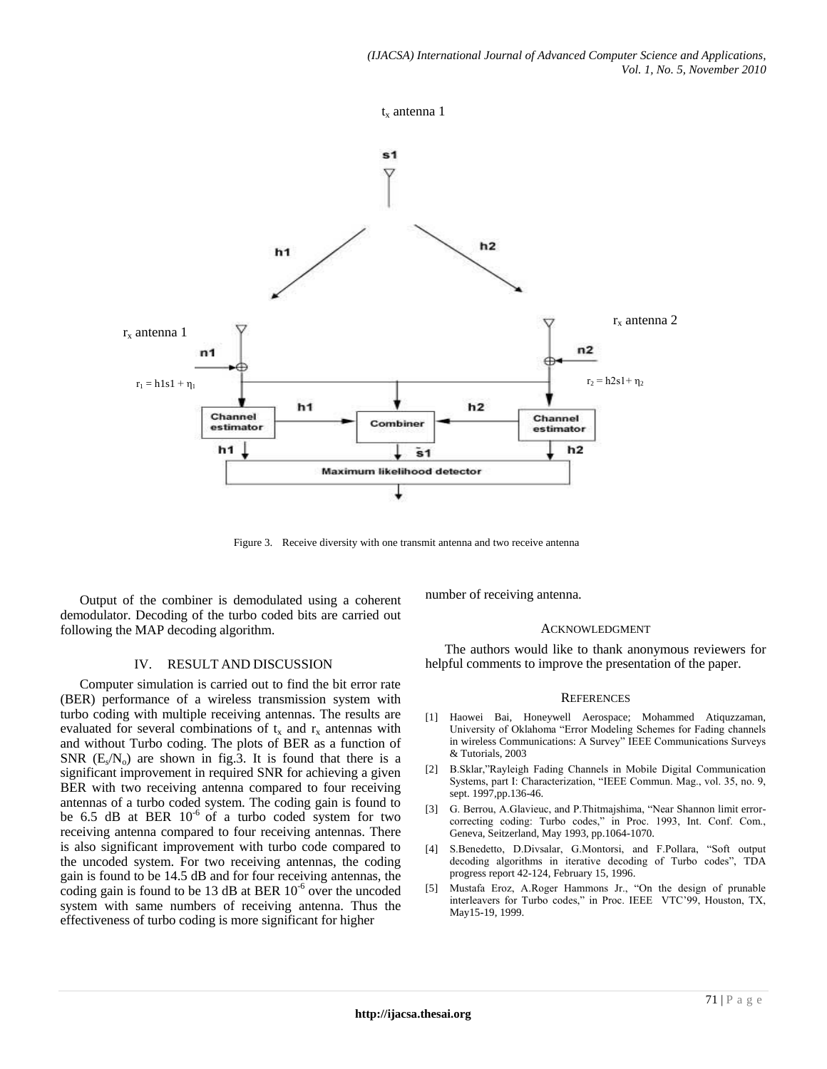$t_x$ antenna 1

$r_x$ antenna 1

$r_x$ antenna 2

$r_1 = h1s1 + \eta_1$

$r_2 = h2s1 + \eta_2$

Figure 3. Receive diversity with one transmit antenna and two receive antenna

Output of the combiner is demodulated using a coherent demodulator. Decoding of the turbo coded bits are carried out following the MAP decoding algorithm.

## IV. RESULT AND DISCUSSION

Computer simulation is carried out to find the bit error rate (BER) performance of a wireless transmission system with turbo coding with multiple receiving antennas. The results are evaluated for several combinations of $t_x$ and $r_x$ antennas with and without Turbo coding. The plots of BER as a function of SNR ($E_s/N_o$) are shown in fig.3. It is found that there is a significant improvement in required SNR for achieving a given BER with two receiving antenna compared to four receiving antennas of a turbo coded system. The coding gain is found to be 6.5 dB at BER $10^{-6}$ of a turbo coded system for two receiving antenna compared to four receiving antennas. There is also significant improvement with turbo code compared to the uncoded system. For two receiving antennas, the coding gain is found to be 14.5 dB and for four receiving antennas, the coding gain is found to be 13 dB at BER $10^{-6}$ over the uncoded system with same numbers of receiving antenna. Thus the effectiveness of turbo coding is more significant for higher number of receiving antenna.

## ACKNOWLEDGMENT

The authors would like to thank anonymous reviewers for helpful comments to improve the presentation of the paper.

## REFERENCES

[1] Haowei Bai, Honeywell Aerospace; Mohammed Atiquzzaman, University of Oklahoma "Error Modeling Schemes for Fading channels in wireless Communications: A Survey" IEEE Communications Surveys & Tutorials, 2003

[2] B.Sklar,"Rayleigh Fading Channels in Mobile Digital Communication Systems, part I: Characterization, "IEEE Commun. Mag., vol. 35, no. 9, sept. 1997,pp.136-46.

[3] G. Berrou, A.Glavieuc, and P.Thitmajshima, "Near Shannon limit error-correcting coding: Turbo codes," in Proc. 1993, Int. Conf. Com., Geneva, Seitzerland, May 1993, pp.1064-1070.

[4] S.Benedetto, D.Divsalar, G.Montorsi, and F.Pollara, "Soft output decoding algorithms in iterative decoding of Turbo codes", TDA progress report 42-124, February 15, 1996.

[5] Mustafa Eroz, A.Roger Hammons Jr., "On the design of prunable interleavers for Turbo codes," in Proc. IEEE VTC'99, Houston, TX, May15-19, 1999.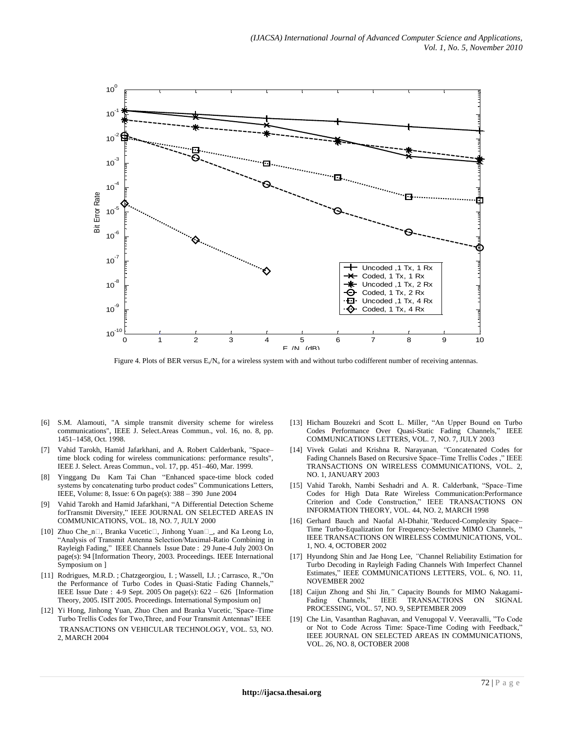Figure 4. Plots of BER versus $E_s/N_o$ for a wireless system with and without turbo codifferent number of receiving antennas.

- [6] S.M. Alamouti, "A simple transmit diversity scheme for wireless communications", IEEE J. Select.Areas Commun., vol. 16, no. 8, pp. 1451–1458, Oct. 1998.
- [7] Vahid Tarokh, Hamid Jafarkhani, and A. Robert Calderbank, "Space–time block coding for wireless communications: performance results", IEEE J. Select. Areas Commun., vol. 17, pp. 451–460, Mar. 1999.
- [8] Yinggang Du Kam Tai Chan "Enhanced space-time block coded systems by concatenating turbo product codes" Communications Letters, IEEE, Volume: 8, Issue: 6 On page(s): 388 – 390 June 2004
- [9] Vahid Tarokh and Hamid Jafarkhani, "A Differential Detection Scheme forTransmit Diversity," IEEE JOURNAL ON SELECTED AREAS IN COMMUNICATIONS, VOL. 18, NO. 7, JULY 2000
- [10] Zhuo Che_n, Branka Vucetic, Jinhong Yuan_, and Ka Leong Lo, "Analysis of Transmit Antenna Selection/Maximal-Ratio Combining in Rayleigh Fading," IEEE Channels Issue Date : 29 June-4 July 2003 On page(s): 94 [Information Theory, 2003. Proceedings. IEEE International Symposium on ]
- [11] Rodrigues, M.R.D. ; Chatzgeorgiou, I. ; Wassell, I.J. ; Carrasco, R.,"On the Performance of Turbo Codes in Quasi-Static Fading Channels," IEEE Issue Date : 4-9 Sept. 2005 On page(s): 622 – 626 [Information Theory, 2005. ISIT 2005. Proceedings. International Symposium on]
- [12] Yi Hong, Jinhong Yuan, Zhuo Chen and Branka Vucetic,"Space–Time Turbo Trellis Codes for Two,Three, and Four Transmit Antennas" IEEE TRANSACTIONS ON VEHICULAR TECHNOLOGY, VOL. 53, NO. 2, MARCH 2004
- [13] Hicham Bouzekri and Scott L. Miller, "An Upper Bound on Turbo Codes Performance Over Quasi-Static Fading Channels," IEEE COMMUNICATIONS LETTERS, VOL. 7, NO. 7, JULY 2003
- [14] Vivek Gulati and Krishna R. Narayanan, "Concatenated Codes for Fading Channels Based on Recursive Space–Time Trellis Codes ," IEEE TRANSACTIONS ON WIRELESS COMMUNICATIONS, VOL. 2, NO. 1, JANUARY 2003
- [15] Vahid Tarokh, Nambi Seshadri and A. R. Calderbank, "Space–Time Codes for High Data Rate Wireless Communication:Performance Criterion and Code Construction," IEEE TRANSACTIONS ON INFORMATION THEORY, VOL. 44, NO. 2, MARCH 1998
- [16] Gerhard Bauch and Naofal Al-Dhahir,"Reduced-Complexity Space–Time Turbo-Equalization for Frequency-Selective MIMO Channels, " IEEE TRANSACTIONS ON WIRELESS COMMUNICATIONS, VOL. 1, NO. 4, OCTOBER 2002
- [17] Hyundong Shin and Jae Hong Lee, "Channel Reliability Estimation for Turbo Decoding in Rayleigh Fading Channels With Imperfect Channel Estimates," IEEE COMMUNICATIONS LETTERS, VOL. 6, NO. 11, NOVEMBER 2002
- [18] Caijun Zhong and Shi Jin," Capacity Bounds for MIMO Nakagami-Fading Channels," IEEE TRANSACTIONS ON SIGNAL PROCESSING, VOL. 57, NO. 9, SEPTEMBER 2009
- [19] Che Lin, Vasanthan Raghavan, and Venugopal V. Veeravalli, "To Code or Not to Code Across Time: Space-Time Coding with Feedback," IEEE JOURNAL ON SELECTED AREAS IN COMMUNICATIONS, VOL. 26, NO. 8, OCTOBER 2008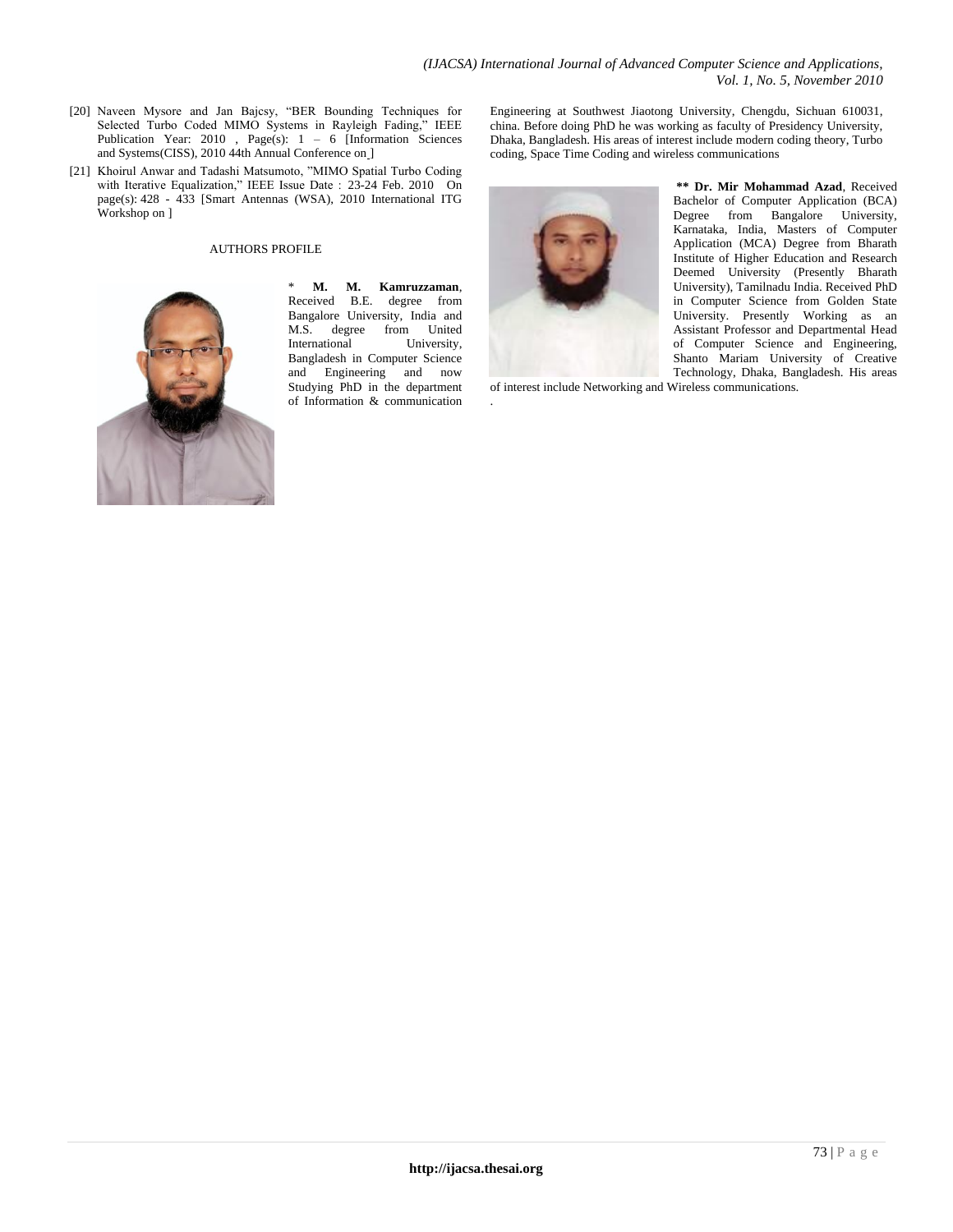[20] Naveen Mysore and Jan Bajcsy, "BER Bounding Techniques for Selected Turbo Coded MIMO Systems in Rayleigh Fading," IEEE Publication Year: 2010 , Page(s): 1 – 6 [Information Sciences and Systems(CISS), 2010 44th Annual Conference on ]

[21] Khoirul Anwar and Tadashi Matsumoto, "MIMO Spatial Turbo Coding with Iterative Equalization," IEEE Issue Date : 23-24 Feb. 2010 On page(s): 428 - 433 [Smart Antennas (WSA), 2010 International ITG Workshop on ]

AUTHORS PROFILE

\* **M. M. Kamruzzaman**, Received B.E. degree from Bangalore University, India and M.S. degree from United International University, Bangladesh in Computer Science and Engineering and now Studying PhD in the department of Information & communication Engineering at Southwest Jiaotong University, Chengdu, Sichuan 610031, china. Before doing PhD he was working as faculty of Presidency University, Dhaka, Bangladesh. His areas of interest include modern coding theory, Turbo coding, Space Time Coding and wireless communications

**\*\* Dr. Mir Mohammad Azad**, Received Bachelor of Computer Application (BCA) Degree from Bangalore University, Karnataka, India, Masters of Computer Application (MCA) Degree from Bharath Institute of Higher Education and Research Deemed University (Presently Bharath University), Tamilnadu India. Received PhD in Computer Science from Golden State University. Presently Working as an Assistant Professor and Departmental Head of Computer Science and Engineering, Shanto Mariam University of Creative Technology, Dhaka, Bangladesh. His areas of interest include Networking and Wireless communications.